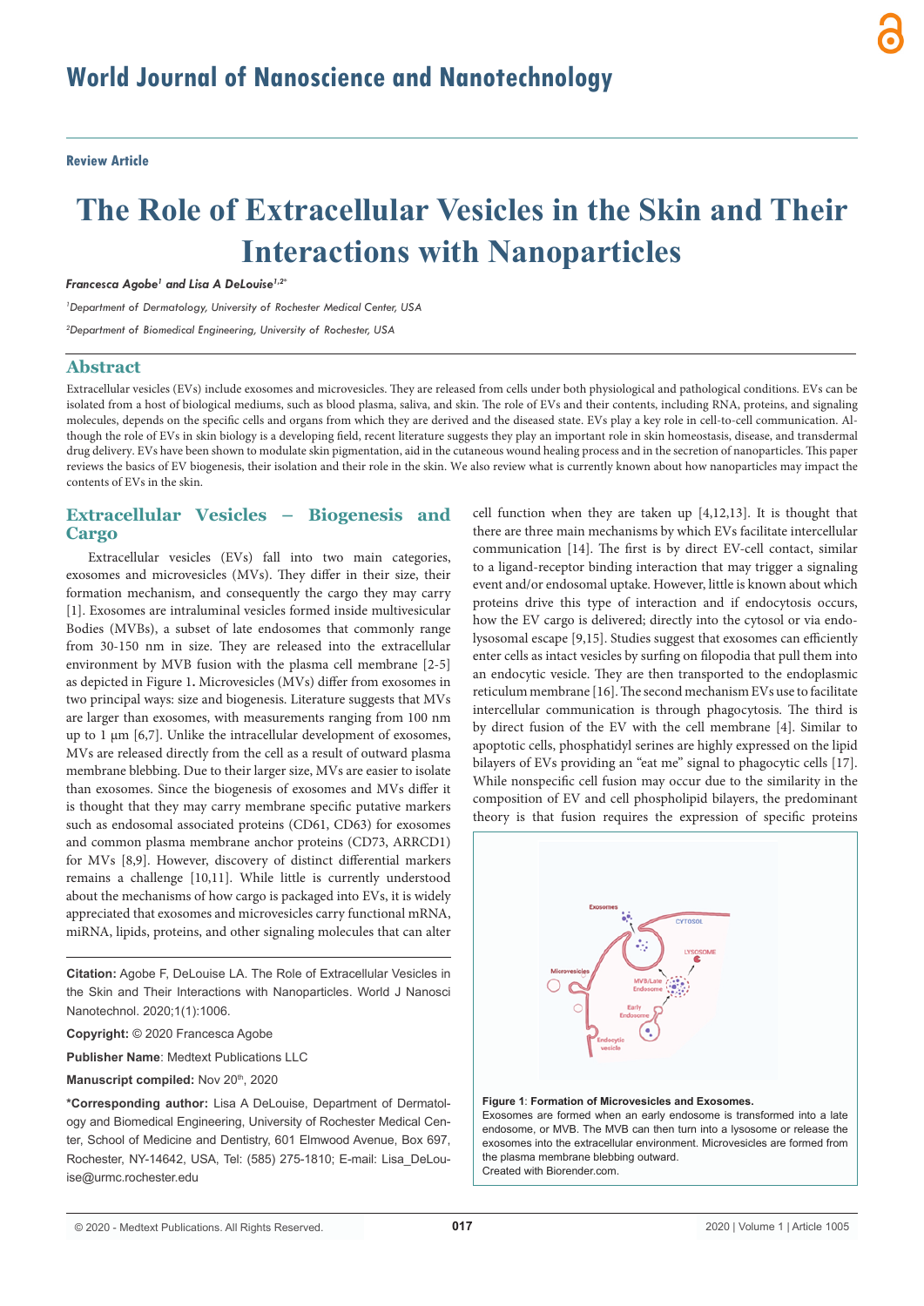# World Journal of Nanoscience and Nanotechnology

**Review Article**

# The Role of Extracellular Vesicles in the Skin and Their Interactions with Nanoparticles

*Francesca Agobe[1] and Lisa A DeLouise[1,2*]*

[1]Department of Dermatology, University of Rochester Medical Center, USA

[2]Department of Biomedical Engineering, University of Rochester, USA

## Abstract

Extracellular vesicles (EVs) include exosomes and microvesicles. They are released from cells under both physiological and pathological conditions. EVs can be isolated from a host of biological mediums, such as blood plasma, saliva, and skin. The role of EVs and their contents, including RNA, proteins, and signaling molecules, depends on the specific cells and organs from which they are derived and the diseased state. EVs play a key role in cell-to-cell communication. Although the role of EVs in skin biology is a developing field, recent literature suggests they play an important role in skin homeostasis, disease, and transdermal drug delivery. EVs have been shown to modulate skin pigmentation, aid in the cutaneous wound healing process and in the secretion of nanoparticles. This paper reviews the basics of EV biogenesis, their isolation and their role in the skin. We also review what is currently known about how nanoparticles may impact the contents of EVs in the skin.

## Extracellular Vesicles – Biogenesis and Cargo

Extracellular vesicles (EVs) fall into two main categories, exosomes and microvesicles (MVs). They differ in their size, their formation mechanism, and consequently the cargo they may carry [1]. Exosomes are intraluminal vesicles formed inside multivesicular Bodies (MVBs), a subset of late endosomes that commonly range from 30-150 nm in size. They are released into the extracellular environment by MVB fusion with the plasma cell membrane [2-5] as depicted in Figure 1**.** Microvesicles (MVs) differ from exosomes in two principal ways: size and biogenesis. Literature suggests that MVs are larger than exosomes, with measurements ranging from 100 nm up to 1 μm [6,7]. Unlike the intracellular development of exosomes, MVs are released directly from the cell as a result of outward plasma membrane blebbing. Due to their larger size, MVs are easier to isolate than exosomes. Since the biogenesis of exosomes and MVs differ it is thought that they may carry membrane specific putative markers such as endosomal associated proteins (CD61, CD63) for exosomes and common plasma membrane anchor proteins (CD73, ARRCD1) for MVs [8,9]. However, discovery of distinct differential markers remains a challenge [10,11]. While little is currently understood about the mechanisms of how cargo is packaged into EVs, it is widely appreciated that exosomes and microvesicles carry functional mRNA, miRNA, lipids, proteins, and other signaling molecules that can alter cell function when they are taken up [4,12,13]. It is thought that there are three main mechanisms by which EVs facilitate intercellular communication [14]. The first is by direct EV-cell contact, similar to a ligand-receptor binding interaction that may trigger a signaling event and/or endosomal uptake. However, little is known about which proteins drive this type of interaction and if endocytosis occurs, how the EV cargo is delivered; directly into the cytosol or via endo-lysosomal escape [9,15]. Studies suggest that exosomes can efficiently enter cells as intact vesicles by surfing on filopodia that pull them into an endocytic vesicle. They are then transported to the endoplasmic reticulum membrane [16]. The second mechanism EVs use to facilitate intercellular communication is through phagocytosis. The third is by direct fusion of the EV with the cell membrane [4]. Similar to apoptotic cells, phosphatidyl serines are highly expressed on the lipid bilayers of EVs providing an "eat me" signal to phagocytic cells [17]. While nonspecific cell fusion may occur due to the similarity in the composition of EV and cell phospholipid bilayers, the predominant theory is that fusion requires the expression of specific proteins

**Figure 1**: **Formation of Microvesicles and Exosomes.**
Exosomes are formed when an early endosome is transformed into a late endosome, or MVB. The MVB can then turn into a lysosome or release the exosomes into the extracellular environment. Microvesicles are formed from the plasma membrane blebbing outward.
Created with Biorender.com.

**Citation:** Agobe F, DeLouise LA. The Role of Extracellular Vesicles in the Skin and Their Interactions with Nanoparticles. World J Nanosci Nanotechnol. 2020;1(1):1006.

**Copyright:** © 2020 Francesca Agobe

**Publisher Name**: Medtext Publications LLC

**Manuscript compiled:** Nov 20th, 2020

**\*Corresponding author:** Lisa A DeLouise, Department of Dermatology and Biomedical Engineering, University of Rochester Medical Center, School of Medicine and Dentistry, 601 Elmwood Avenue, Box 697, Rochester, NY-14642, USA, Tel: (585) 275-1810; E-mail: Lisa_DeLouise@urmc.rochester.edu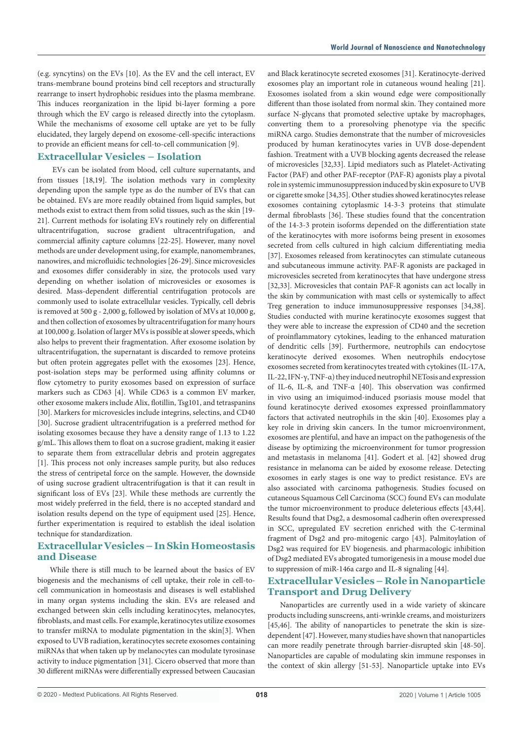(e.g. syncytins) on the EVs [10]. As the EV and the cell interact, EV trans-membrane bound proteins bind cell receptors and structurally rearrange to insert hydrophobic residues into the plasma membrane. This induces reorganization in the lipid bi-layer forming a pore through which the EV cargo is released directly into the cytoplasm. While the mechanisms of exosome cell uptake are yet to be fully elucidated, they largely depend on exosome-cell-specific interactions to provide an efficient means for cell-to-cell communication [9].

## Extracellular Vesicles – Isolation

EVs can be isolated from blood, cell culture supernatants, and from tissues [18,19]. The isolation methods vary in complexity depending upon the sample type as do the number of EVs that can be obtained. EVs are more readily obtained from liquid samples, but methods exist to extract them from solid tissues, such as the skin [19-21]. Current methods for isolating EVs routinely rely on differential ultracentrifugation, sucrose gradient ultracentrifugation, and commercial affinity capture columns [22-25]. However, many novel methods are under development using, for example, nanomembranes, nanowires, and microfluidic technologies [26-29]. Since microvesicles and exosomes differ considerably in size, the protocols used vary depending on whether isolation of microvesicles or exosomes is desired. Mass-dependent differential centrifugation protocols are commonly used to isolate extracellular vesicles. Typically, cell debris is removed at 500 g - 2,000 g, followed by isolation of MVs at 10,000 g, and then collection of exosomes by ultracentrifugation for many hours at 100,000 g. Isolation of larger MVs is possible at slower speeds, which also helps to prevent their fragmentation. After exosome isolation by ultracentrifugation, the supernatant is discarded to remove proteins but often protein aggregates pellet with the exosomes [23]. Hence, post-isolation steps may be performed using affinity columns or flow cytometry to purity exosomes based on expression of surface markers such as CD63 [4]. While CD63 is a common EV marker, other exosome makers include Alix, flotillin, Tsg101, and tetraspanins [30]. Markers for microvesicles include integrins, selectins, and CD40 [30]. Sucrose gradient ultracentrifugation is a preferred method for isolating exosomes because they have a density range of 1.13 to 1.22 g/mL. This allows them to float on a sucrose gradient, making it easier to separate them from extracellular debris and protein aggregates [1]. This process not only increases sample purity, but also reduces the stress of centripetal force on the sample. However, the downside of using sucrose gradient ultracentrifugation is that it can result in significant loss of EVs [23]. While these methods are currently the most widely preferred in the field, there is no accepted standard and isolation results depend on the type of equipment used [25]. Hence, further experimentation is required to establish the ideal isolation technique for standardization.

## Extracellular Vesicles – In Skin Homeostasis and Disease

While there is still much to be learned about the basics of EV biogenesis and the mechanisms of cell uptake, their role in cell-to-cell communication in homeostasis and diseases is well established in many organ systems including the skin. EVs are released and exchanged between skin cells including keratinocytes, melanocytes, fibroblasts, and mast cells. For example, keratinocytes utilize exosomes to transfer miRNA to modulate pigmentation in the skin[3]. When exposed to UVB radiation, keratinocytes secrete exosomes containing miRNAs that when taken up by melanocytes can modulate tyrosinase activity to induce pigmentation [31]. Cicero observed that more than 30 different miRNAs were differentially expressed between Caucasian and Black keratinocyte secreted exosomes [31]. Keratinocyte-derived exosomes play an important role in cutaneous wound healing [21]. Exosomes isolated from a skin wound edge were compositionally different than those isolated from normal skin. They contained more surface N-glycans that promoted selective uptake by macrophages, converting them to a proresolving phenotype via the specific miRNA cargo. Studies demonstrate that the number of microvesicles produced by human keratinocytes varies in UVB dose-dependent fashion. Treatment with a UVB blocking agents decreased the release of microvesicles [32,33]. Lipid mediators such as Platelet-Activating Factor (PAF) and other PAF-receptor (PAF-R) agonists play a pivotal role in systemic immunosuppression induced by skin exposure to UVB or cigarette smoke [34,35]. Other studies showed keratinocytes release exosomes containing cytoplasmic 14-3-3 proteins that stimulate dermal fibroblasts [36]. These studies found that the concentration of the 14-3-3 protein isoforms depended on the differentiation state of the keratinocytes with more isoforms being present in exosomes secreted from cells cultured in high calcium differentiating media [37]. Exosomes released from keratinocytes can stimulate cutaneous and subcutaneous immune activity. PAF-R agonists are packaged in microvesicles secreted from keratinocytes that have undergone stress [32,33]. Microvesicles that contain PAF-R agonists can act locally in the skin by communication with mast cells or systemically to affect Treg generation to induce immunosuppressive responses [34,38]. Studies conducted with murine keratinocyte exosomes suggest that they were able to increase the expression of CD40 and the secretion of proinflammatory cytokines, leading to the enhanced maturation of dendritic cells [39]. Furthermore, neutrophils can endocytose keratinocyte derived exosomes. When neutrophils endocytose exosomes secreted from keratinocytes treated with cytokines (IL-17A, IL-22, IFN-γ, TNF-α) they induced neutrophil NETosis and expression of IL-6, IL-8, and TNF-α [40]. This observation was confirmed in vivo using an imiquimod-induced psoriasis mouse model that found keratinocyte derived exosomes expressed proinflammatory factors that activated neutrophils in the skin [40]. Exosomes play a key role in driving skin cancers. In the tumor microenvironment, exosomes are plentiful, and have an impact on the pathogenesis of the disease by optimizing the microenvironment for tumor progression and metastasis in melanoma [41]. Godert et al. [42] showed drug resistance in melanoma can be aided by exosome release. Detecting exosomes in early stages is one way to predict resistance. EVs are also associated with carcinoma pathogenesis. Studies focused on cutaneous Squamous Cell Carcinoma (SCC) found EVs can modulate the tumor microenvironment to produce deleterious effects [43,44]. Results found that Dsg2, a desmosomal cadherin often overexpressed in SCC, upregulated EV secretion enriched with the C-terminal fragment of Dsg2 and pro-mitogenic cargo [43]. Palmitoylation of Dsg2 was required for EV biogenesis. and pharmacologic inhibition of Dsg2 mediated EVs abrogated tumorigenesis in a mouse model due to suppression of miR-146a cargo and IL-8 signaling [44].

## Extracellular Vesicles – Role in Nanoparticle Transport and Drug Delivery

Nanoparticles are currently used in a wide variety of skincare products including sunscreens, anti-wrinkle creams, and moisturizers [45,46]. The ability of nanoparticles to penetrate the skin is size-dependent [47]. However, many studies have shown that nanoparticles can more readily penetrate through barrier-disrupted skin [48-50]. Nanoparticles are capable of modulating skin immune responses in the context of skin allergy [51-53]. Nanoparticle uptake into EVs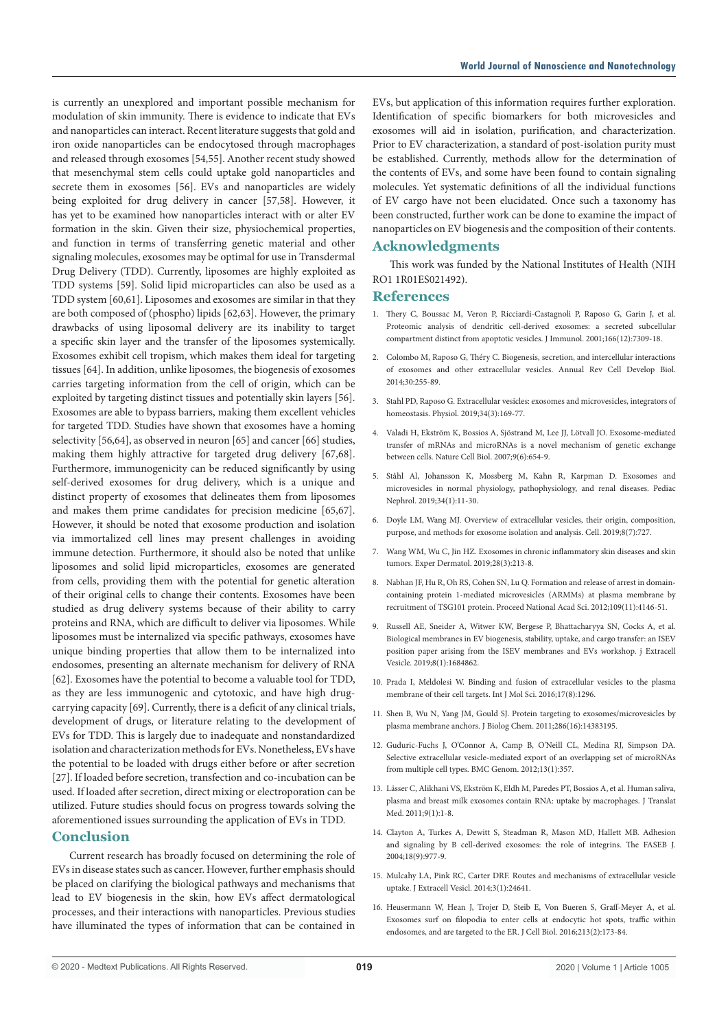is currently an unexplored and important possible mechanism for modulation of skin immunity. There is evidence to indicate that EVs and nanoparticles can interact. Recent literature suggests that gold and iron oxide nanoparticles can be endocytosed through macrophages and released through exosomes [54,55]. Another recent study showed that mesenchymal stem cells could uptake gold nanoparticles and secrete them in exosomes [56]. EVs and nanoparticles are widely being exploited for drug delivery in cancer [57,58]. However, it has yet to be examined how nanoparticles interact with or alter EV formation in the skin. Given their size, physiochemical properties, and function in terms of transferring genetic material and other signaling molecules, exosomes may be optimal for use in Transdermal Drug Delivery (TDD). Currently, liposomes are highly exploited as TDD systems [59]. Solid lipid microparticles can also be used as a TDD system [60,61]. Liposomes and exosomes are similar in that they are both composed of (phospho) lipids [62,63]. However, the primary drawbacks of using liposomal delivery are its inability to target a specific skin layer and the transfer of the liposomes systemically. Exosomes exhibit cell tropism, which makes them ideal for targeting tissues [64]. In addition, unlike liposomes, the biogenesis of exosomes carries targeting information from the cell of origin, which can be exploited by targeting distinct tissues and potentially skin layers [56]. Exosomes are able to bypass barriers, making them excellent vehicles for targeted TDD. Studies have shown that exosomes have a homing selectivity [56,64], as observed in neuron [65] and cancer [66] studies, making them highly attractive for targeted drug delivery [67,68]. Furthermore, immunogenicity can be reduced significantly by using self-derived exosomes for drug delivery, which is a unique and distinct property of exosomes that delineates them from liposomes and makes them prime candidates for precision medicine [65,67]. However, it should be noted that exosome production and isolation via immortalized cell lines may present challenges in avoiding immune detection. Furthermore, it should also be noted that unlike liposomes and solid lipid microparticles, exosomes are generated from cells, providing them with the potential for genetic alteration of their original cells to change their contents. Exosomes have been studied as drug delivery systems because of their ability to carry proteins and RNA, which are difficult to deliver via liposomes. While liposomes must be internalized via specific pathways, exosomes have unique binding properties that allow them to be internalized into endosomes, presenting an alternate mechanism for delivery of RNA [62]. Exosomes have the potential to become a valuable tool for TDD, as they are less immunogenic and cytotoxic, and have high drug-carrying capacity [69]. Currently, there is a deficit of any clinical trials, development of drugs, or literature relating to the development of EVs for TDD. This is largely due to inadequate and nonstandardized isolation and characterization methods for EVs. Nonetheless, EVs have the potential to be loaded with drugs either before or after secretion [27]. If loaded before secretion, transfection and co-incubation can be used. If loaded after secretion, direct mixing or electroporation can be utilized. Future studies should focus on progress towards solving the aforementioned issues surrounding the application of EVs in TDD.

## Conclusion

Current research has broadly focused on determining the role of EVs in disease states such as cancer. However, further emphasis should be placed on clarifying the biological pathways and mechanisms that lead to EV biogenesis in the skin, how EVs affect dermatological processes, and their interactions with nanoparticles. Previous studies have illuminated the types of information that can be contained in EVs, but application of this information requires further exploration. Identification of specific biomarkers for both microvesicles and exosomes will aid in isolation, purification, and characterization. Prior to EV characterization, a standard of post-isolation purity must be established. Currently, methods allow for the determination of the contents of EVs, and some have been found to contain signaling molecules. Yet systematic definitions of all the individual functions of EV cargo have not been elucidated. Once such a taxonomy has been constructed, further work can be done to examine the impact of nanoparticles on EV biogenesis and the composition of their contents.

## Acknowledgments

This work was funded by the National Institutes of Health (NIH RO1 1R01ES021492).

## References

1. Thery C, Boussac M, Veron P, Ricciardi-Castagnoli P, Raposo G, Garin J, et al. Proteomic analysis of dendritic cell-derived exosomes: a secreted subcellular compartment distinct from apoptotic vesicles. J Immunol. 2001;166(12):7309-18.
2. Colombo M, Raposo G, Théry C. Biogenesis, secretion, and intercellular interactions of exosomes and other extracellular vesicles. Annual Rev Cell Develop Biol. 2014;30:255-89.
3. Stahl PD, Raposo G. Extracellular vesicles: exosomes and microvesicles, integrators of homeostasis. Physiol. 2019;34(3):169-77.
4. Valadi H, Ekström K, Bossios A, Sjöstrand M, Lee JJ, Lötvall JO. Exosome-mediated transfer of mRNAs and microRNAs is a novel mechanism of genetic exchange between cells. Nature Cell Biol. 2007;9(6):654-9.
5. Ståhl Al, Johansson K, Mossberg M, Kahn R, Karpman D. Exosomes and microvesicles in normal physiology, pathophysiology, and renal diseases. Pediac Nephrol. 2019;34(1):11-30.
6. Doyle LM, Wang MJ. Overview of extracellular vesicles, their origin, composition, purpose, and methods for exosome isolation and analysis. Cell. 2019;8(7):727.
7. Wang WM, Wu C, Jin HZ. Exosomes in chronic inflammatory skin diseases and skin tumors. Exper Dermatol. 2019;28(3):213-8.
8. Nabhan JF, Hu R, Oh RS, Cohen SN, Lu Q. Formation and release of arrest in domain-containing protein 1-mediated microvesicles (ARMMs) at plasma membrane by recruitment of TSG101 protein. Proceed National Acad Sci. 2012;109(11):4146-51.
9. Russell AE, Sneider A, Witwer KW, Bergese P, Bhattacharyya SN, Cocks A, et al. Biological membranes in EV biogenesis, stability, uptake, and cargo transfer: an ISEV position paper arising from the ISEV membranes and EVs workshop. j Extracell Vesicle. 2019;8(1):1684862.
10. Prada I, Meldolesi W. Binding and fusion of extracellular vesicles to the plasma membrane of their cell targets. Int J Mol Sci. 2016;17(8):1296.
11. Shen B, Wu N, Yang JM, Gould SJ. Protein targeting to exosomes/microvesicles by plasma membrane anchors. J Biolog Chem. 2011;286(16):14383195.
12. Guduric-Fuchs J, O'Connor A, Camp B, O'Neill CL, Medina RJ, Simpson DA. Selective extracellular vesicle-mediated export of an overlapping set of microRNAs from multiple cell types. BMC Genom. 2012;13(1):357.
13. Lässer C, Alikhani VS, Ekström K, Eldh M, Paredes PT, Bossios A, et al. Human saliva, plasma and breast milk exosomes contain RNA: uptake by macrophages. J Translat Med. 2011;9(1):1-8.
14. Clayton A, Turkes A, Dewitt S, Steadman R, Mason MD, Hallett MB. Adhesion and signaling by B cell-derived exosomes: the role of integrins. The FASEB J. 2004;18(9):977-9.
15. Mulcahy LA, Pink RC, Carter DRF. Routes and mechanisms of extracellular vesicle uptake. J Extracell Vesicl. 2014;3(1):24641.
16. Heusermann W, Hean J, Trojer D, Steib E, Von Bueren S, Graff-Meyer A, et al. Exosomes surf on filopodia to enter cells at endocytic hot spots, traffic within endosomes, and are targeted to the ER. J Cell Biol. 2016;213(2):173-84.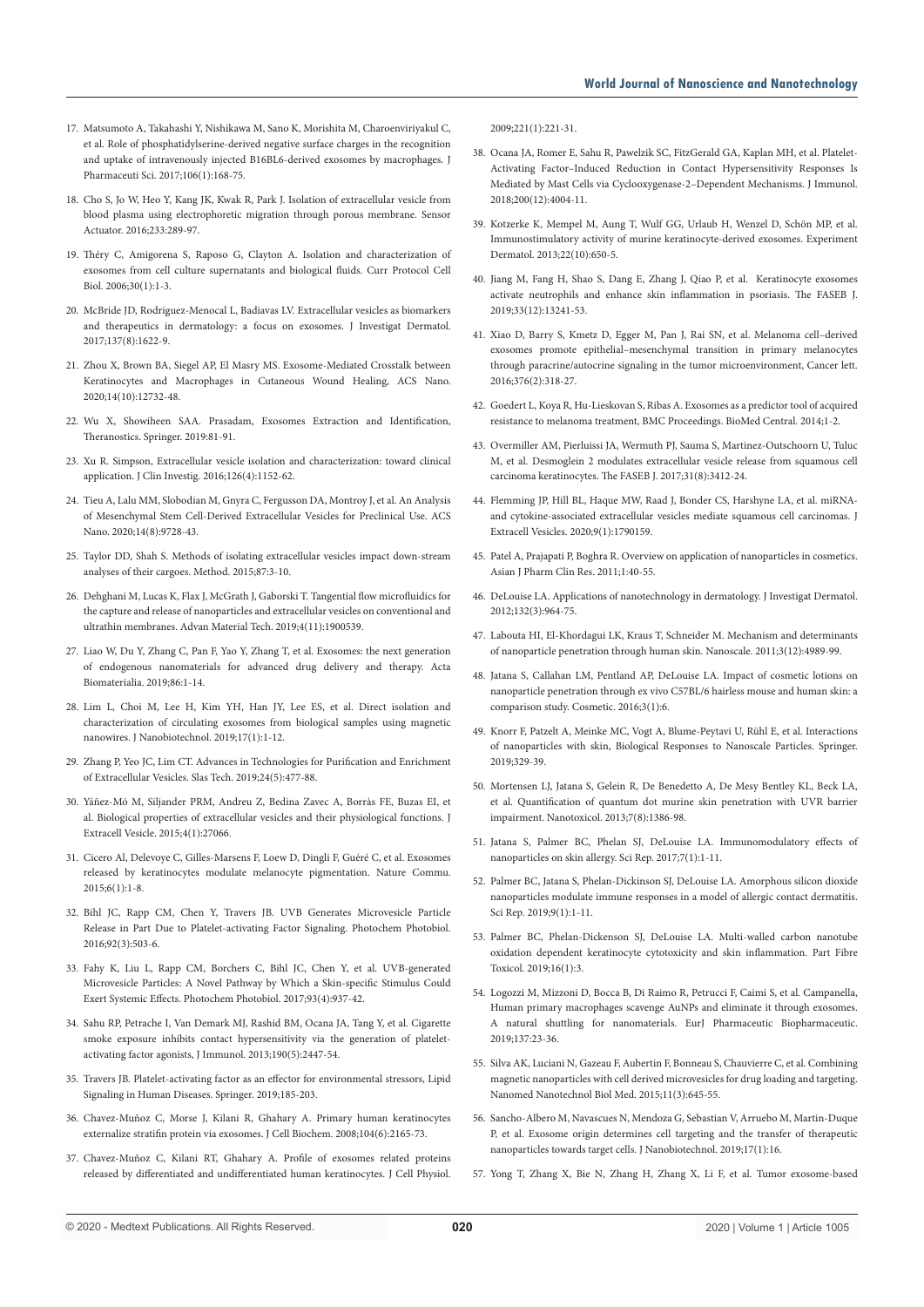17. Matsumoto A, Takahashi Y, Nishikawa M, Sano K, Morishita M, Charoenviriyakul C, et al. Role of phosphatidylserine-derived negative surface charges in the recognition and uptake of intravenously injected B16BL6-derived exosomes by macrophages. J Pharmaceuti Sci. 2017;106(1):168-75.

18. Cho S, Jo W, Heo Y, Kang JK, Kwak R, Park J. Isolation of extracellular vesicle from blood plasma using electrophoretic migration through porous membrane. Sensor Actuator. 2016;233:289-97.

19. Théry C, Amigorena S, Raposo G, Clayton A. Isolation and characterization of exosomes from cell culture supernatants and biological fluids. Curr Protocol Cell Biol. 2006;30(1):1-3.

20. McBride JD, Rodriguez-Menocal L, Badiavas LV. Extracellular vesicles as biomarkers and therapeutics in dermatology: a focus on exosomes. J Investigat Dermatol. 2017;137(8):1622-9.

21. Zhou X, Brown BA, Siegel AP, El Masry MS. Exosome-Mediated Crosstalk between Keratinocytes and Macrophages in Cutaneous Wound Healing, ACS Nano. 2020;14(10):12732-48.

22. Wu X, Showiheen SAA. Prasadam, Exosomes Extraction and Identification, Theranostics. Springer. 2019:81-91.

23. Xu R. Simpson, Extracellular vesicle isolation and characterization: toward clinical application. J Clin Investig. 2016;126(4):1152-62.

24. Tieu A, Lalu MM, Slobodian M, Gnyra C, Fergusson DA, Montroy J, et al. An Analysis of Mesenchymal Stem Cell-Derived Extracellular Vesicles for Preclinical Use. ACS Nano. 2020;14(8):9728-43.

25. Taylor DD, Shah S. Methods of isolating extracellular vesicles impact down-stream analyses of their cargoes. Method. 2015;87:3-10.

26. Dehghani M, Lucas K, Flax J, McGrath J, Gaborski T. Tangential flow microfluidics for the capture and release of nanoparticles and extracellular vesicles on conventional and ultrathin membranes. Advan Material Tech. 2019;4(11):1900539.

27. Liao W, Du Y, Zhang C, Pan F, Yao Y, Zhang T, et al. Exosomes: the next generation of endogenous nanomaterials for advanced drug delivery and therapy. Acta Biomaterialia. 2019;86:1-14.

28. Lim L, Choi M, Lee H, Kim YH, Han JY, Lee ES, et al. Direct isolation and characterization of circulating exosomes from biological samples using magnetic nanowires. J Nanobiotechnol. 2019;17(1):1-12.

29. Zhang P, Yeo JC, Lim CT. Advances in Technologies for Purification and Enrichment of Extracellular Vesicles. Slas Tech. 2019;24(5):477-88.

30. Yáñez-Mó M, Siljander PRM, Andreu Z, Bedina Zavec A, Borràs FE, Buzas EI, et al. Biological properties of extracellular vesicles and their physiological functions. J Extracell Vesicle. 2015;4(1):27066.

31. Cicero Al, Delevoye C, Gilles-Marsens F, Loew D, Dingli F, Guéré C, et al. Exosomes released by keratinocytes modulate melanocyte pigmentation. Nature Commu. 2015;6(1):1-8.

32. Bihl JC, Rapp CM, Chen Y, Travers JB. UVB Generates Microvesicle Particle Release in Part Due to Platelet-activating Factor Signaling. Photochem Photobiol. 2016;92(3):503-6.

33. Fahy K, Liu L, Rapp CM, Borchers C, Bihl JC, Chen Y, et al. UVB-generated Microvesicle Particles: A Novel Pathway by Which a Skin-specific Stimulus Could Exert Systemic Effects. Photochem Photobiol. 2017;93(4):937-42.

34. Sahu RP, Petrache I, Van Demark MJ, Rashid BM, Ocana JA, Tang Y, et al. Cigarette smoke exposure inhibits contact hypersensitivity via the generation of platelet-activating factor agonists, J Immunol. 2013;190(5):2447-54.

35. Travers JB. Platelet-activating factor as an effector for environmental stressors, Lipid Signaling in Human Diseases. Springer. 2019;185-203.

36. Chavez-Muñoz C, Morse J, Kilani R, Ghahary A. Primary human keratinocytes externalize stratifin protein via exosomes. J Cell Biochem. 2008;104(6):2165-73.

37. Chavez-Muñoz C, Kilani RT, Ghahary A. Profile of exosomes related proteins released by differentiated and undifferentiated human keratinocytes. J Cell Physiol. 2009;221(1):221-31.

38. Ocana JA, Romer E, Sahu R, Pawelzik SC, FitzGerald GA, Kaplan MH, et al. Platelet-Activating Factor–Induced Reduction in Contact Hypersensitivity Responses Is Mediated by Mast Cells via Cyclooxygenase-2–Dependent Mechanisms. J Immunol. 2018;200(12):4004-11.

39. Kotzerke K, Mempel M, Aung T, Wulf GG, Urlaub H, Wenzel D, Schön MP, et al. Immunostimulatory activity of murine keratinocyte-derived exosomes. Experiment Dermatol. 2013;22(10):650-5.

40. Jiang M, Fang H, Shao S, Dang E, Zhang J, Qiao P, et al. Keratinocyte exosomes activate neutrophils and enhance skin inflammation in psoriasis. The FASEB J. 2019;33(12):13241-53.

41. Xiao D, Barry S, Kmetz D, Egger M, Pan J, Rai SN, et al. Melanoma cell–derived exosomes promote epithelial–mesenchymal transition in primary melanocytes through paracrine/autocrine signaling in the tumor microenvironment, Cancer lett. 2016;376(2):318-27.

42. Goedert L, Koya R, Hu-Lieskovan S, Ribas A. Exosomes as a predictor tool of acquired resistance to melanoma treatment, BMC Proceedings. BioMed Central. 2014;1-2.

43. Overmiller AM, Pierluissi JA, Wermuth PJ, Sauma S, Martinez-Outschoorn U, Tuluc M, et al. Desmoglein 2 modulates extracellular vesicle release from squamous cell carcinoma keratinocytes. The FASEB J. 2017;31(8):3412-24.

44. Flemming JP, Hill BL, Haque MW, Raad J, Bonder CS, Harshyne LA, et al. miRNA- and cytokine-associated extracellular vesicles mediate squamous cell carcinomas. J Extracell Vesicles. 2020;9(1):1790159.

45. Patel A, Prajapati P, Boghra R. Overview on application of nanoparticles in cosmetics. Asian J Pharm Clin Res. 2011;1:40-55.

46. DeLouise LA. Applications of nanotechnology in dermatology. J Investigat Dermatol. 2012;132(3):964-75.

47. Labouta HI, El-Khordagui LK, Kraus T, Schneider M. Mechanism and determinants of nanoparticle penetration through human skin. Nanoscale. 2011;3(12):4989-99.

48. Jatana S, Callahan LM, Pentland AP, DeLouise LA. Impact of cosmetic lotions on nanoparticle penetration through ex vivo C57BL/6 hairless mouse and human skin: a comparison study. Cosmetic. 2016;3(1):6.

49. Knorr F, Patzelt A, Meinke MC, Vogt A, Blume-Peytavi U, Rühl E, et al. Interactions of nanoparticles with skin, Biological Responses to Nanoscale Particles. Springer. 2019;329-39.

50. Mortensen LJ, Jatana S, Gelein R, De Benedetto A, De Mesy Bentley KL, Beck LA, et al. Quantification of quantum dot murine skin penetration with UVR barrier impairment. Nanotoxicol. 2013;7(8):1386-98.

51. Jatana S, Palmer BC, Phelan SJ, DeLouise LA. Immunomodulatory effects of nanoparticles on skin allergy. Sci Rep. 2017;7(1):1-11.

52. Palmer BC, Jatana S, Phelan-Dickinson SJ, DeLouise LA. Amorphous silicon dioxide nanoparticles modulate immune responses in a model of allergic contact dermatitis. Sci Rep. 2019;9(1):1-11.

53. Palmer BC, Phelan-Dickenson SJ, DeLouise LA. Multi-walled carbon nanotube oxidation dependent keratinocyte cytotoxicity and skin inflammation. Part Fibre Toxicol. 2019;16(1):3.

54. Logozzi M, Mizzoni D, Bocca B, Di Raimo R, Petrucci F, Caimi S, et al. Campanella, Human primary macrophages scavenge AuNPs and eliminate it through exosomes. A natural shuttling for nanomaterials. EurJ Pharmaceutic Biopharmaceutic. 2019;137:23-36.

55. Silva AK, Luciani N, Gazeau F, Aubertin F, Bonneau S, Chauvierre C, et al. Combining magnetic nanoparticles with cell derived microvesicles for drug loading and targeting. Nanomed Nanotechnol Biol Med. 2015;11(3):645-55.

56. Sancho-Albero M, Navascues N, Mendoza G, Sebastian V, Arruebo M, Martin-Duque P, et al. Exosome origin determines cell targeting and the transfer of therapeutic nanoparticles towards target cells. J Nanobiotechnol. 2019;17(1):16.

57. Yong T, Zhang X, Bie N, Zhang H, Zhang X, Li F, et al. Tumor exosome-based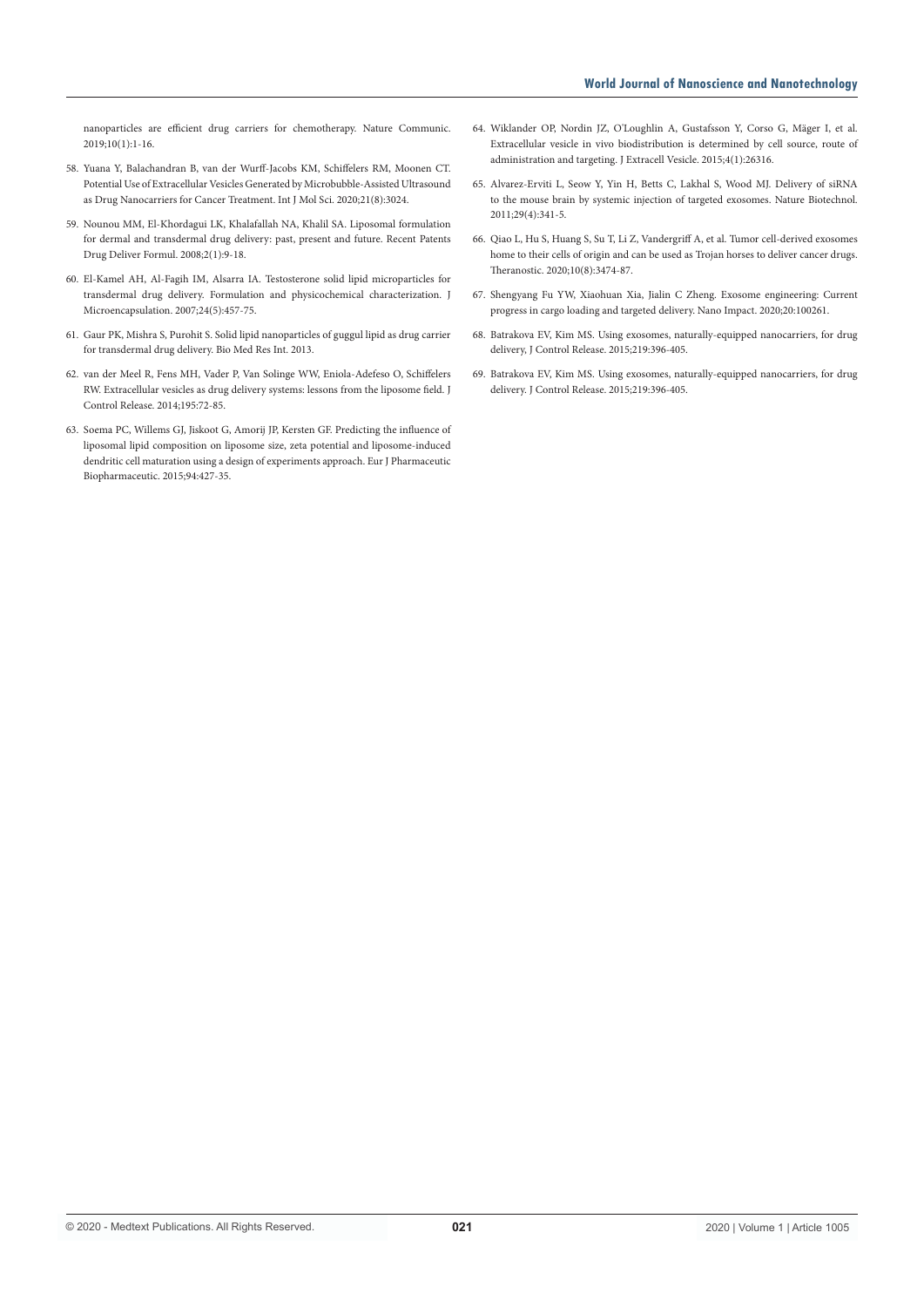nanoparticles are efficient drug carriers for chemotherapy. Nature Communic. 2019;10(1):1-16.

58. Yuana Y, Balachandran B, van der Wurff-Jacobs KM, Schiffelers RM, Moonen CT. Potential Use of Extracellular Vesicles Generated by Microbubble-Assisted Ultrasound as Drug Nanocarriers for Cancer Treatment. Int J Mol Sci. 2020;21(8):3024.

59. Nounou MM, El-Khordagui LK, Khalafallah NA, Khalil SA. Liposomal formulation for dermal and transdermal drug delivery: past, present and future. Recent Patents Drug Deliver Formul. 2008;2(1):9-18.

60. El-Kamel AH, Al-Fagih IM, Alsarra IA. Testosterone solid lipid microparticles for transdermal drug delivery. Formulation and physicochemical characterization. J Microencapsulation. 2007;24(5):457-75.

61. Gaur PK, Mishra S, Purohit S. Solid lipid nanoparticles of guggul lipid as drug carrier for transdermal drug delivery. Bio Med Res Int. 2013.

62. van der Meel R, Fens MH, Vader P, Van Solinge WW, Eniola-Adefeso O, Schiffelers RW. Extracellular vesicles as drug delivery systems: lessons from the liposome field. J Control Release. 2014;195:72-85.

63. Soema PC, Willems GJ, Jiskoot G, Amorij JP, Kersten GF. Predicting the influence of liposomal lipid composition on liposome size, zeta potential and liposome-induced dendritic cell maturation using a design of experiments approach. Eur J Pharmaceutic Biopharmaceutic. 2015;94:427-35.

64. Wiklander OP, Nordin JZ, O'Loughlin A, Gustafsson Y, Corso G, Mäger I, et al. Extracellular vesicle in vivo biodistribution is determined by cell source, route of administration and targeting. J Extracell Vesicle. 2015;4(1):26316.

65. Alvarez-Erviti L, Seow Y, Yin H, Betts C, Lakhal S, Wood MJ. Delivery of siRNA to the mouse brain by systemic injection of targeted exosomes. Nature Biotechnol. 2011;29(4):341-5.

66. Qiao L, Hu S, Huang S, Su T, Li Z, Vandergriff A, et al. Tumor cell-derived exosomes home to their cells of origin and can be used as Trojan horses to deliver cancer drugs. Theranostic. 2020;10(8):3474-87.

67. Shengyang Fu YW, Xiaohuan Xia, Jialin C Zheng. Exosome engineering: Current progress in cargo loading and targeted delivery. Nano Impact. 2020;20:100261.

68. Batrakova EV, Kim MS. Using exosomes, naturally-equipped nanocarriers, for drug delivery, J Control Release. 2015;219:396-405.

69. Batrakova EV, Kim MS. Using exosomes, naturally-equipped nanocarriers, for drug delivery. J Control Release. 2015;219:396-405.